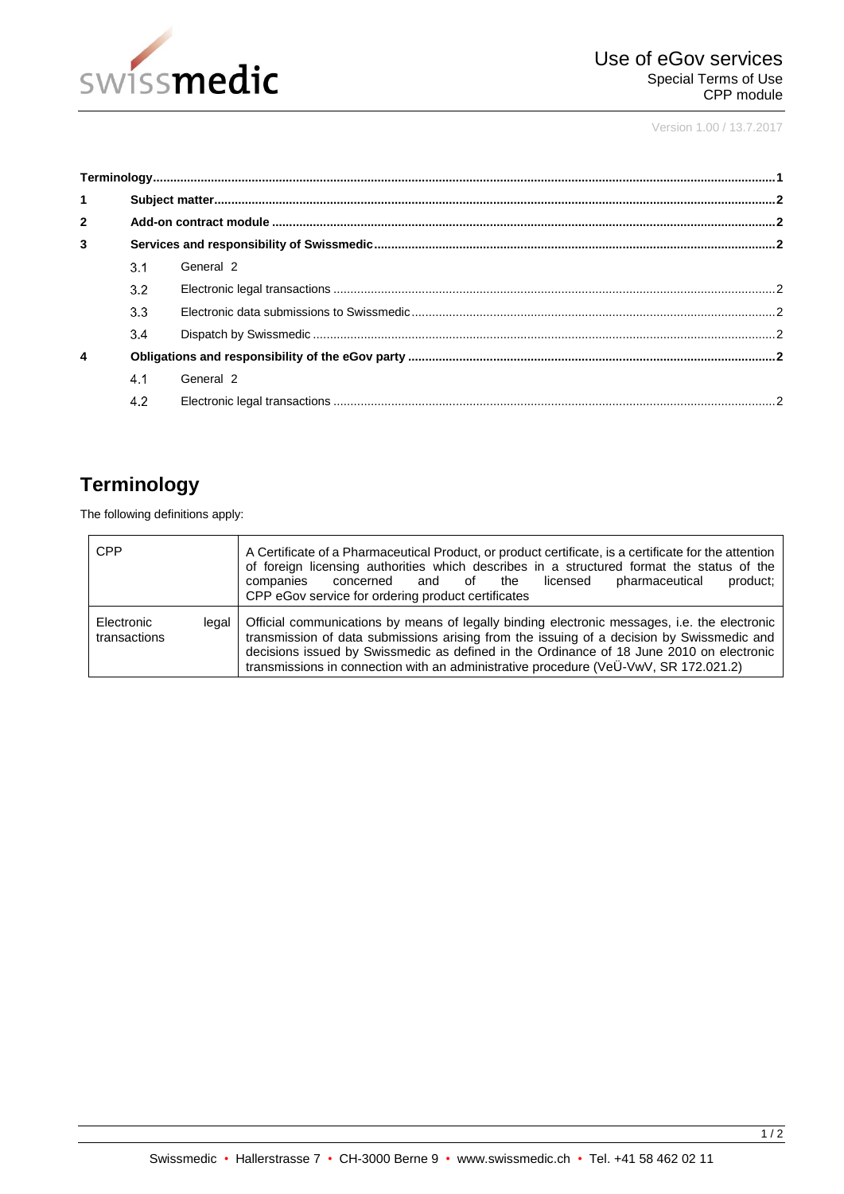# Use of eGov services

Special Terms of Use
CPP module

Version 1.00 / 13.7.2017

**Terminology** .......... 1

**1 Subject matter** .......... 2

**2 Add-on contract module** .......... 2

**3 Services and responsibility of Swissmedic** .......... 2

- 3.1 General 2
- 3.2 Electronic legal transactions .......... 2
- 3.3 Electronic data submissions to Swissmedic .......... 2
- 3.4 Dispatch by Swissmedic .......... 2

**4 Obligations and responsibility of the eGov party** .......... 2

- 4.1 General 2
- 4.2 Electronic legal transactions .......... 2

## Terminology

The following definitions apply:

| | |
|---|---|
| CPP | A Certificate of a Pharmaceutical Product, or product certificate, is a certificate for the attention of foreign licensing authorities which describes in a structured format the status of the companies concerned and of the licensed pharmaceutical product; CPP eGov service for ordering product certificates |
| Electronic legal transactions | Official communications by means of legally binding electronic messages, i.e. the electronic transmission of data submissions arising from the issuing of a decision by Swissmedic and decisions issued by Swissmedic as defined in the Ordinance of 18 June 2010 on electronic transmissions in connection with an administrative procedure (VeÜ-VwV, SR 172.021.2) |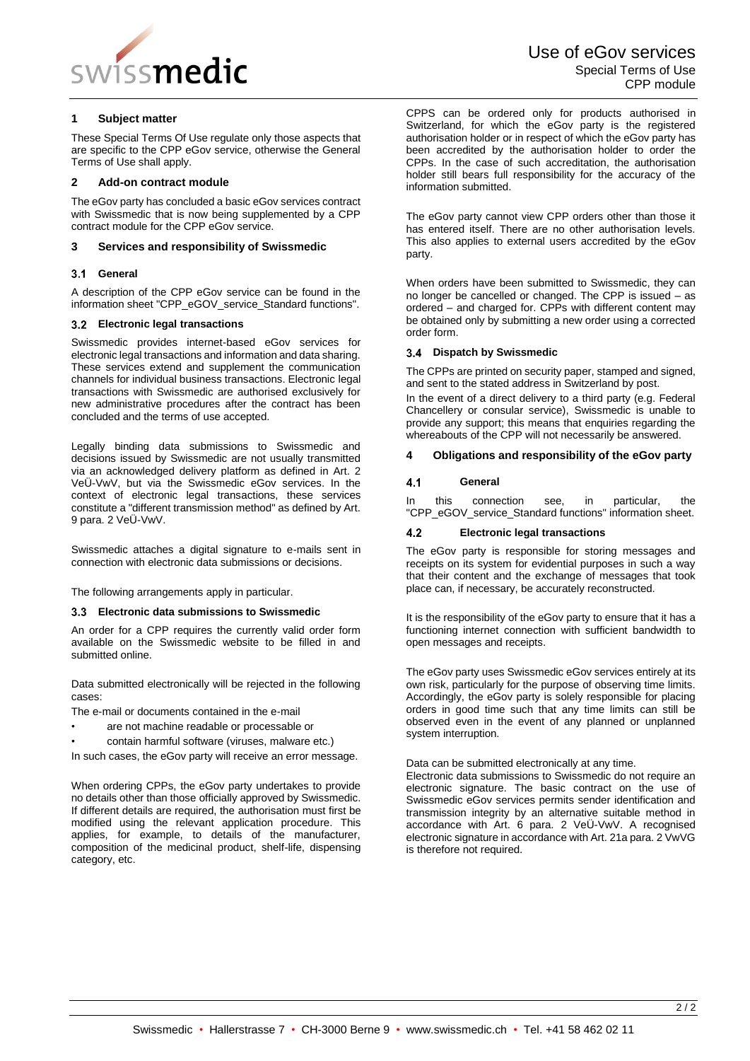# Use of eGov services

Special Terms of Use
CPP module

## 1 Subject matter

These Special Terms Of Use regulate only those aspects that are specific to the CPP eGov service, otherwise the General Terms of Use shall apply.

## 2 Add-on contract module

The eGov party has concluded a basic eGov services contract with Swissmedic that is now being supplemented by a CPP contract module for the CPP eGov service.

## 3 Services and responsibility of Swissmedic

### 3.1 General

A description of the CPP eGov service can be found in the information sheet "CPP_eGOV_service_Standard functions".

### 3.2 Electronic legal transactions

Swissmedic provides internet-based eGov services for electronic legal transactions and information and data sharing. These services extend and supplement the communication channels for individual business transactions. Electronic legal transactions with Swissmedic are authorised exclusively for new administrative procedures after the contract has been concluded and the terms of use accepted.

Legally binding data submissions to Swissmedic and decisions issued by Swissmedic are not usually transmitted via an acknowledged delivery platform as defined in Art. 2 VeÜ-VwV, but via the Swissmedic eGov services. In the context of electronic legal transactions, these services constitute a "different transmission method" as defined by Art. 9 para. 2 VeÜ-VwV.

Swissmedic attaches a digital signature to e-mails sent in connection with electronic data submissions or decisions.

The following arrangements apply in particular.

### 3.3 Electronic data submissions to Swissmedic

An order for a CPP requires the currently valid order form available on the Swissmedic website to be filled in and submitted online.

Data submitted electronically will be rejected in the following cases:

The e-mail or documents contained in the e-mail

- are not machine readable or processable or
- contain harmful software (viruses, malware etc.)

In such cases, the eGov party will receive an error message.

When ordering CPPs, the eGov party undertakes to provide no details other than those officially approved by Swissmedic. If different details are required, the authorisation must first be modified using the relevant application procedure. This applies, for example, to details of the manufacturer, composition of the medicinal product, shelf-life, dispensing category, etc.

CPPS can be ordered only for products authorised in Switzerland, for which the eGov party is the registered authorisation holder or in respect of which the eGov party has been accredited by the authorisation holder to order the CPPs. In the case of such accreditation, the authorisation holder still bears full responsibility for the accuracy of the information submitted.

The eGov party cannot view CPP orders other than those it has entered itself. There are no other authorisation levels. This also applies to external users accredited by the eGov party.

When orders have been submitted to Swissmedic, they can no longer be cancelled or changed. The CPP is issued – as ordered – and charged for. CPPs with different content may be obtained only by submitting a new order using a corrected order form.

### 3.4 Dispatch by Swissmedic

The CPPs are printed on security paper, stamped and signed, and sent to the stated address in Switzerland by post.

In the event of a direct delivery to a third party (e.g. Federal Chancellery or consular service), Swissmedic is unable to provide any support; this means that enquiries regarding the whereabouts of the CPP will not necessarily be answered.

## 4 Obligations and responsibility of the eGov party

### 4.1 General

In this connection see, in particular, the "CPP_eGOV_service_Standard functions" information sheet.

### 4.2 Electronic legal transactions

The eGov party is responsible for storing messages and receipts on its system for evidential purposes in such a way that their content and the exchange of messages that took place can, if necessary, be accurately reconstructed.

It is the responsibility of the eGov party to ensure that it has a functioning internet connection with sufficient bandwidth to open messages and receipts.

The eGov party uses Swissmedic eGov services entirely at its own risk, particularly for the purpose of observing time limits. Accordingly, the eGov party is solely responsible for placing orders in good time such that any time limits can still be observed even in the event of any planned or unplanned system interruption.

Data can be submitted electronically at any time.
Electronic data submissions to Swissmedic do not require an electronic signature. The basic contract on the use of Swissmedic eGov services permits sender identification and transmission integrity by an alternative suitable method in accordance with Art. 6 para. 2 VeÜ-VwV. A recognised electronic signature in accordance with Art. 21a para. 2 VwVG is therefore not required.